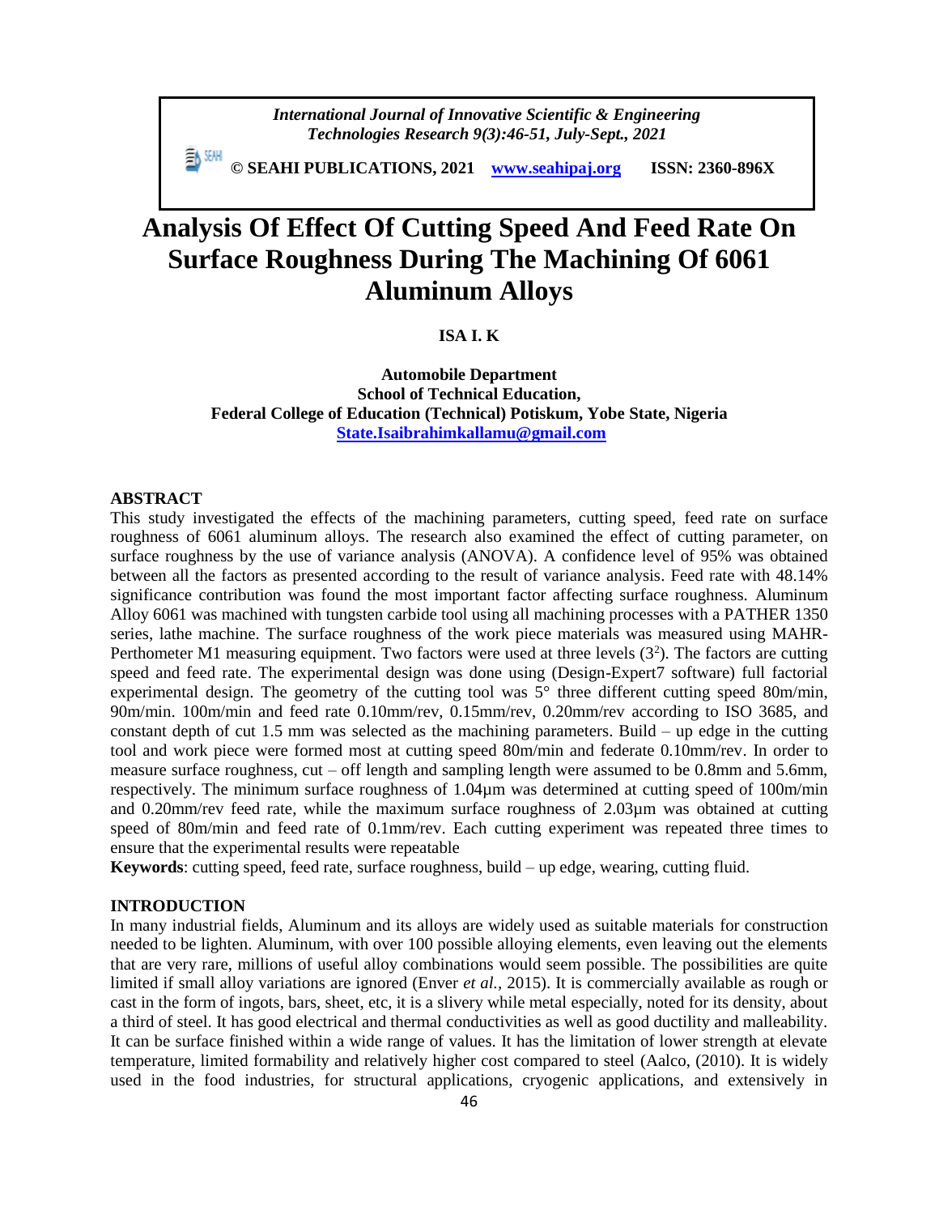# Analysis Of Effect Of Cutting Speed And Feed Rate On Surface Roughness During The Machining Of 6061 Aluminum Alloys

**ISA I. K**

**Automobile Department**
**School of Technical Education,**
**Federal College of Education (Technical) Potiskum, Yobe State, Nigeria**
**State.Isaibrahimkallamu@gmail.com**

## ABSTRACT

This study investigated the effects of the machining parameters, cutting speed, feed rate on surface roughness of 6061 aluminum alloys. The research also examined the effect of cutting parameter, on surface roughness by the use of variance analysis (ANOVA). A confidence level of 95% was obtained between all the factors as presented according to the result of variance analysis. Feed rate with 48.14% significance contribution was found the most important factor affecting surface roughness. Aluminum Alloy 6061 was machined with tungsten carbide tool using all machining processes with a PATHER 1350 series, lathe machine. The surface roughness of the work piece materials was measured using MAHR-Perthometer M1 measuring equipment. Two factors were used at three levels ($3^2$). The factors are cutting speed and feed rate. The experimental design was done using (Design-Expert7 software) full factorial experimental design. The geometry of the cutting tool was 5° three different cutting speed 80m/min, 90m/min. 100m/min and feed rate 0.10mm/rev, 0.15mm/rev, 0.20mm/rev according to ISO 3685, and constant depth of cut 1.5 mm was selected as the machining parameters. Build – up edge in the cutting tool and work piece were formed most at cutting speed 80m/min and federate 0.10mm/rev. In order to measure surface roughness, cut – off length and sampling length were assumed to be 0.8mm and 5.6mm, respectively. The minimum surface roughness of 1.04µm was determined at cutting speed of 100m/min and 0.20mm/rev feed rate, while the maximum surface roughness of 2.03µm was obtained at cutting speed of 80m/min and feed rate of 0.1mm/rev. Each cutting experiment was repeated three times to ensure that the experimental results were repeatable

**Keywords**: cutting speed, feed rate, surface roughness, build – up edge, wearing, cutting fluid.

## INTRODUCTION

In many industrial fields, Aluminum and its alloys are widely used as suitable materials for construction needed to be lighten. Aluminum, with over 100 possible alloying elements, even leaving out the elements that are very rare, millions of useful alloy combinations would seem possible. The possibilities are quite limited if small alloy variations are ignored (Enver *et al.,* 2015). It is commercially available as rough or cast in the form of ingots, bars, sheet, etc, it is a slivery while metal especially, noted for its density, about a third of steel. It has good electrical and thermal conductivities as well as good ductility and malleability. It can be surface finished within a wide range of values. It has the limitation of lower strength at elevate temperature, limited formability and relatively higher cost compared to steel (Aalco, (2010). It is widely used in the food industries, for structural applications, cryogenic applications, and extensively in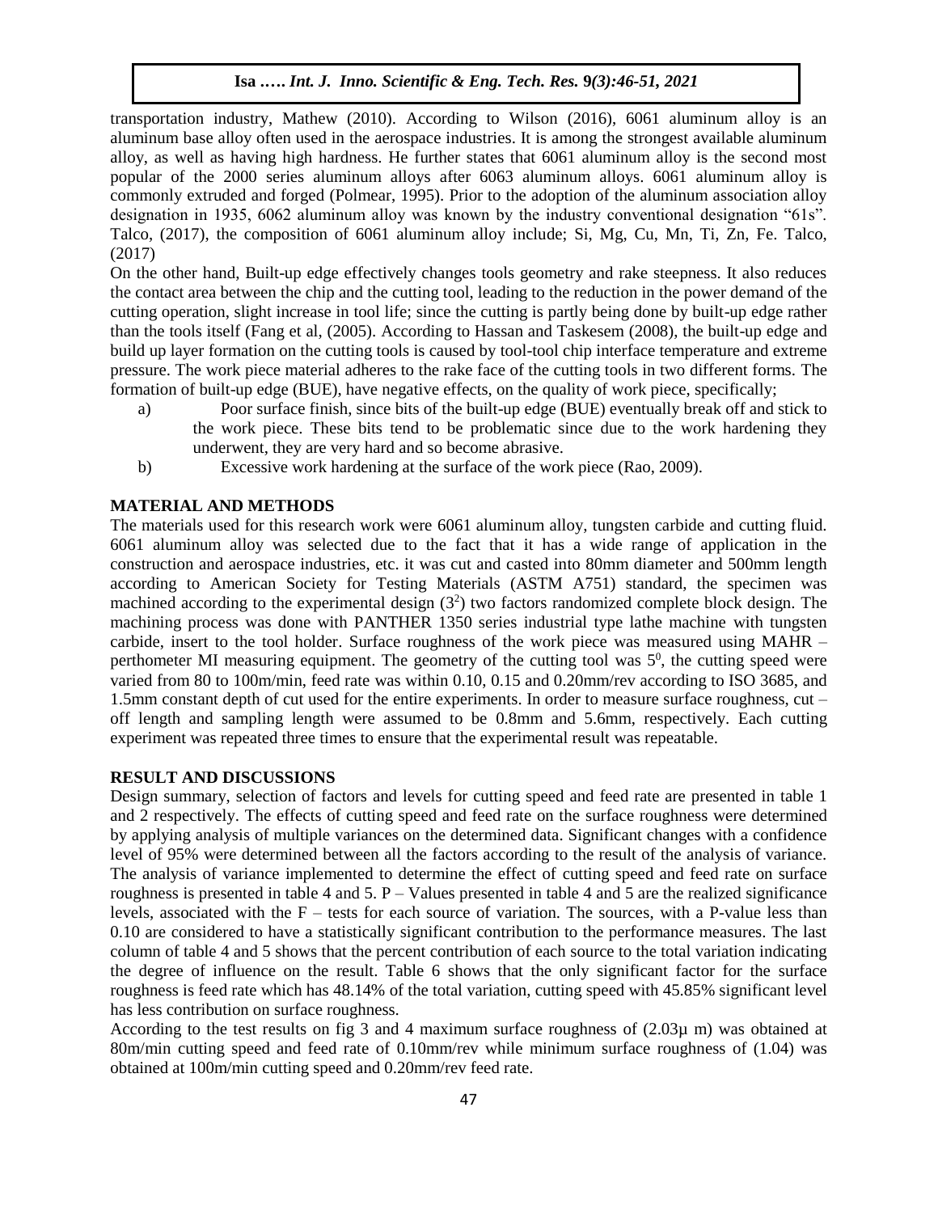transportation industry, Mathew (2010). According to Wilson (2016), 6061 aluminum alloy is an aluminum base alloy often used in the aerospace industries. It is among the strongest available aluminum alloy, as well as having high hardness. He further states that 6061 aluminum alloy is the second most popular of the 2000 series aluminum alloys after 6063 aluminum alloys. 6061 aluminum alloy is commonly extruded and forged (Polmear, 1995). Prior to the adoption of the aluminum association alloy designation in 1935, 6062 aluminum alloy was known by the industry conventional designation "61s". Talco, (2017), the composition of 6061 aluminum alloy include; Si, Mg, Cu, Mn, Ti, Zn, Fe. Talco, (2017)

On the other hand, Built-up edge effectively changes tools geometry and rake steepness. It also reduces the contact area between the chip and the cutting tool, leading to the reduction in the power demand of the cutting operation, slight increase in tool life; since the cutting is partly being done by built-up edge rather than the tools itself (Fang et al, (2005). According to Hassan and Taskesem (2008), the built-up edge and build up layer formation on the cutting tools is caused by tool-tool chip interface temperature and extreme pressure. The work piece material adheres to the rake face of the cutting tools in two different forms. The formation of built-up edge (BUE), have negative effects, on the quality of work piece, specifically;

a) Poor surface finish, since bits of the built-up edge (BUE) eventually break off and stick to the work piece. These bits tend to be problematic since due to the work hardening they underwent, they are very hard and so become abrasive.

b) Excessive work hardening at the surface of the work piece (Rao, 2009).

## MATERIAL AND METHODS

The materials used for this research work were 6061 aluminum alloy, tungsten carbide and cutting fluid. 6061 aluminum alloy was selected due to the fact that it has a wide range of application in the construction and aerospace industries, etc. it was cut and casted into 80mm diameter and 500mm length according to American Society for Testing Materials (ASTM A751) standard, the specimen was machined according to the experimental design ($3^2$) two factors randomized complete block design. The machining process was done with PANTHER 1350 series industrial type lathe machine with tungsten carbide, insert to the tool holder. Surface roughness of the work piece was measured using MAHR – perthometer MI measuring equipment. The geometry of the cutting tool was $5^0$, the cutting speed were varied from 80 to 100m/min, feed rate was within 0.10, 0.15 and 0.20mm/rev according to ISO 3685, and 1.5mm constant depth of cut used for the entire experiments. In order to measure surface roughness, cut – off length and sampling length were assumed to be 0.8mm and 5.6mm, respectively. Each cutting experiment was repeated three times to ensure that the experimental result was repeatable.

## RESULT AND DISCUSSIONS

Design summary, selection of factors and levels for cutting speed and feed rate are presented in table 1 and 2 respectively. The effects of cutting speed and feed rate on the surface roughness were determined by applying analysis of multiple variances on the determined data. Significant changes with a confidence level of 95% were determined between all the factors according to the result of the analysis of variance. The analysis of variance implemented to determine the effect of cutting speed and feed rate on surface roughness is presented in table 4 and 5. P – Values presented in table 4 and 5 are the realized significance levels, associated with the F – tests for each source of variation. The sources, with a P-value less than 0.10 are considered to have a statistically significant contribution to the performance measures. The last column of table 4 and 5 shows that the percent contribution of each source to the total variation indicating the degree of influence on the result. Table 6 shows that the only significant factor for the surface roughness is feed rate which has 48.14% of the total variation, cutting speed with 45.85% significant level has less contribution on surface roughness.

According to the test results on fig 3 and 4 maximum surface roughness of (2.03µ m) was obtained at 80m/min cutting speed and feed rate of 0.10mm/rev while minimum surface roughness of (1.04) was obtained at 100m/min cutting speed and 0.20mm/rev feed rate.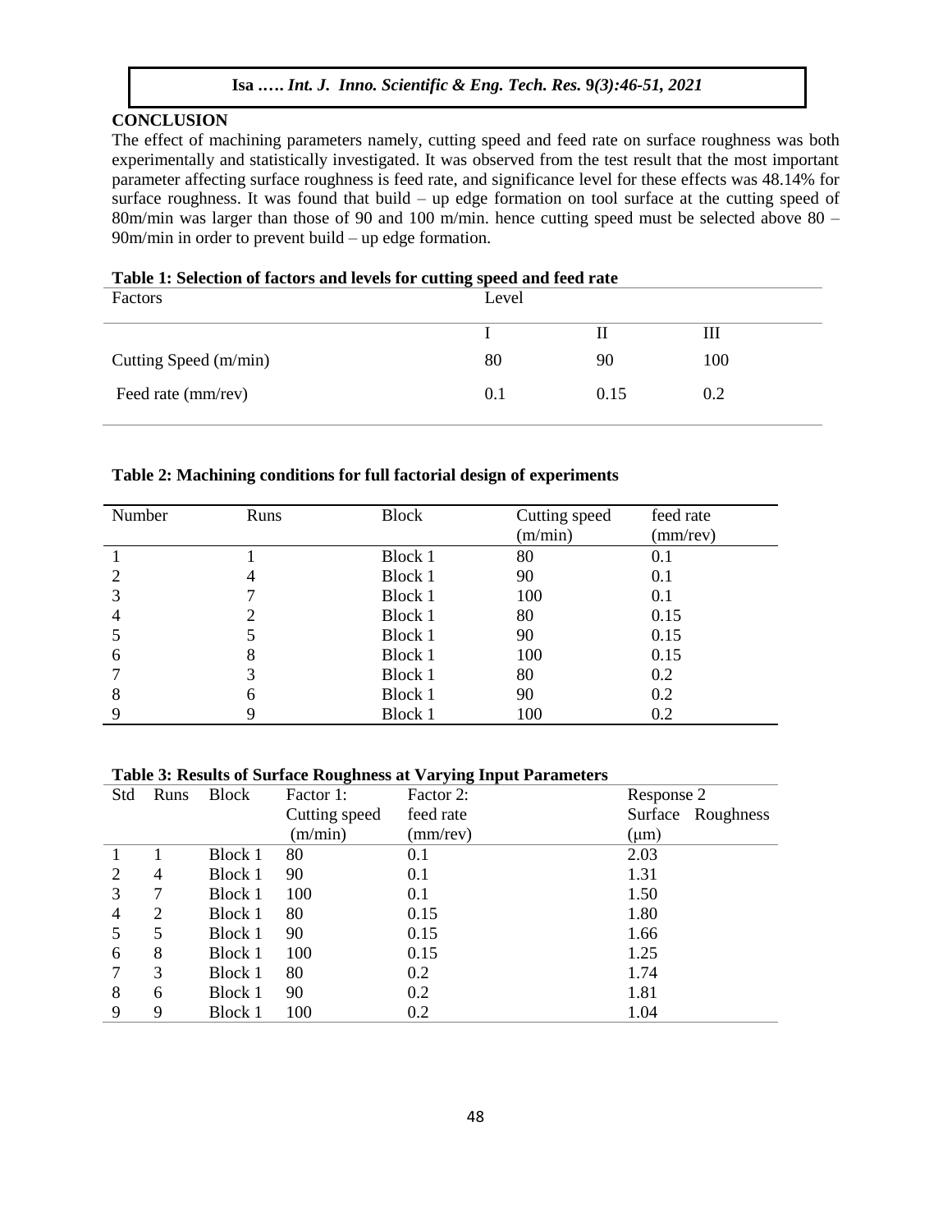## CONCLUSION

The effect of machining parameters namely, cutting speed and feed rate on surface roughness was both experimentally and statistically investigated. It was observed from the test result that the most important parameter affecting surface roughness is feed rate, and significance level for these effects was 48.14% for surface roughness. It was found that build – up edge formation on tool surface at the cutting speed of 80m/min was larger than those of 90 and 100 m/min. hence cutting speed must be selected above 80 – 90m/min in order to prevent build – up edge formation.

**Table 1: Selection of factors and levels for cutting speed and feed rate**

| Factors | Level | | |
|---|---|---|---|
| | I | II | III |
| Cutting Speed (m/min) | 80 | 90 | 100 |
| Feed rate (mm/rev) | 0.1 | 0.15 | 0.2 |

**Table 2: Machining conditions for full factorial design of experiments**

| Number | Runs | Block | Cutting speed (m/min) | feed rate (mm/rev) |
|---|---|---|---|---|
| 1 | 1 | Block 1 | 80 | 0.1 |
| 2 | 4 | Block 1 | 90 | 0.1 |
| 3 | 7 | Block 1 | 100 | 0.1 |
| 4 | 2 | Block 1 | 80 | 0.15 |
| 5 | 5 | Block 1 | 90 | 0.15 |
| 6 | 8 | Block 1 | 100 | 0.15 |
| 7 | 3 | Block 1 | 80 | 0.2 |
| 8 | 6 | Block 1 | 90 | 0.2 |
| 9 | 9 | Block 1 | 100 | 0.2 |

**Table 3: Results of Surface Roughness at Varying Input Parameters**

| Std | Runs | Block | Factor 1: Cutting speed (m/min) | Factor 2: feed rate (mm/rev) | Response 2 Surface Roughness (μm) |
|---|---|---|---|---|---|
| 1 | 1 | Block 1 | 80 | 0.1 | 2.03 |
| 2 | 4 | Block 1 | 90 | 0.1 | 1.31 |
| 3 | 7 | Block 1 | 100 | 0.1 | 1.50 |
| 4 | 2 | Block 1 | 80 | 0.15 | 1.80 |
| 5 | 5 | Block 1 | 90 | 0.15 | 1.66 |
| 6 | 8 | Block 1 | 100 | 0.15 | 1.25 |
| 7 | 3 | Block 1 | 80 | 0.2 | 1.74 |
| 8 | 6 | Block 1 | 90 | 0.2 | 1.81 |
| 9 | 9 | Block 1 | 100 | 0.2 | 1.04 |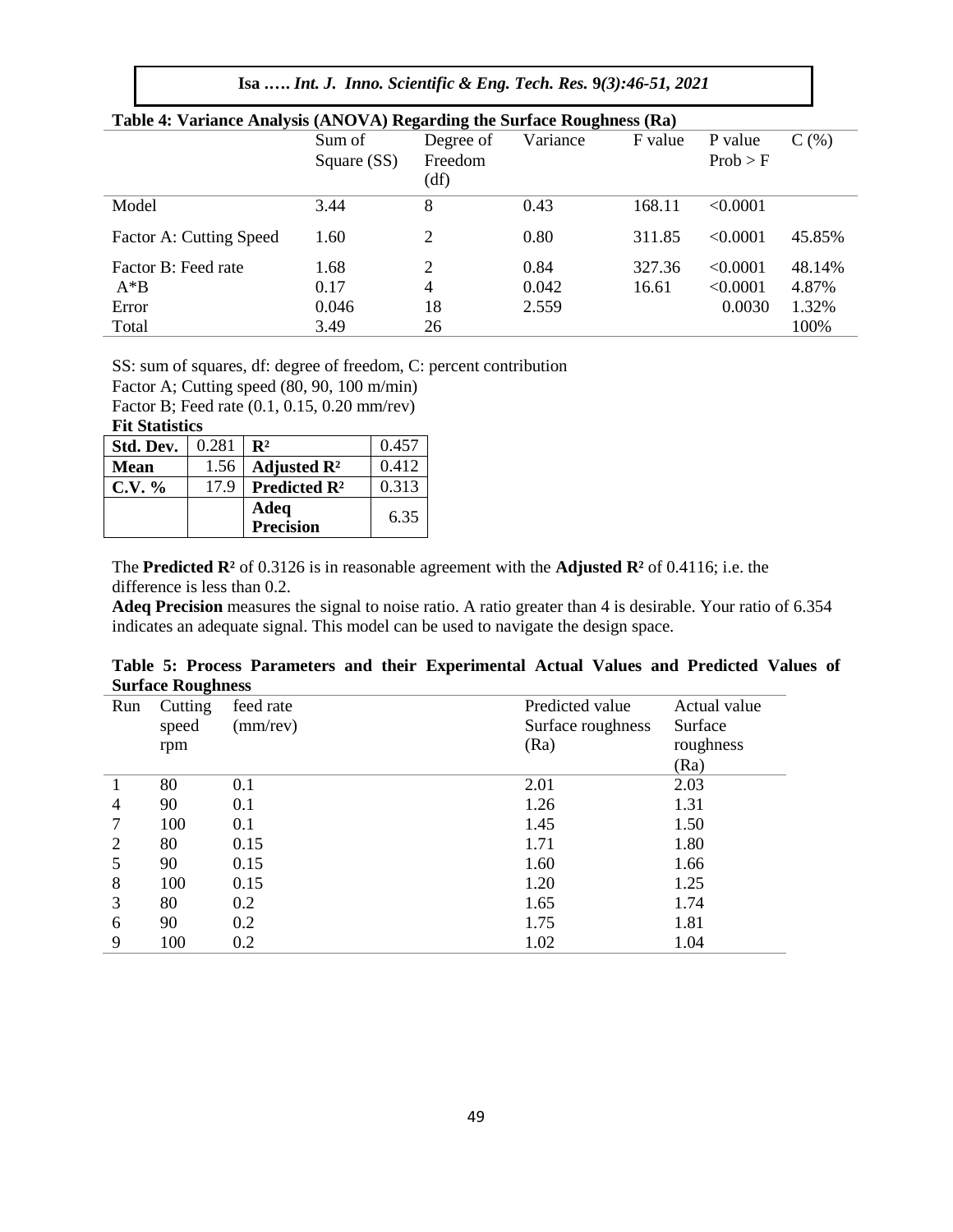**Table 4: Variance Analysis (ANOVA) Regarding the Surface Roughness (Ra)**

| | Sum of Square (SS) | Degree of Freedom (df) | Variance | F value | P value Prob > F | C (%) |
|---|---|---|---|---|---|---|
| Model | 3.44 | 8 | 0.43 | 168.11 | <0.0001 | |
| Factor A: Cutting Speed | 1.60 | 2 | 0.80 | 311.85 | <0.0001 | 45.85% |
| Factor B: Feed rate | 1.68 | 2 | 0.84 | 327.36 | <0.0001 | 48.14% |
| A*B | 0.17 | 4 | 0.042 | 16.61 | <0.0001 | 4.87% |
| Error | 0.046 | 18 | 2.559 | | 0.0030 | 1.32% |
| Total | 3.49 | 26 | | | | 100% |

SS: sum of squares, df: degree of freedom, C: percent contribution

Factor A; Cutting speed (80, 90, 100 m/min)

Factor B; Feed rate (0.1, 0.15, 0.20 mm/rev)

**Fit Statistics**

| | | | |
|---|---|---|---|
| **Std. Dev.** | 0.281 | $\mathbf{R^2}$ | 0.457 |
| **Mean** | 1.56 | **Adjusted** $\mathbf{R^2}$ | 0.412 |
| **C.V. %** | 17.9 | **Predicted** $\mathbf{R^2}$ | 0.313 |
| | | **Adeq Precision** | 6.35 |

The **Predicted** $\mathbf{R^2}$ of 0.3126 is in reasonable agreement with the **Adjusted** $\mathbf{R^2}$ of 0.4116; i.e. the difference is less than 0.2.

**Adeq Precision** measures the signal to noise ratio. A ratio greater than 4 is desirable. Your ratio of 6.354 indicates an adequate signal. This model can be used to navigate the design space.

**Table 5: Process Parameters and their Experimental Actual Values and Predicted Values of Surface Roughness**

| Run | Cutting speed rpm | feed rate (mm/rev) | Predicted value Surface roughness (Ra) | Actual value Surface roughness (Ra) |
|---|---|---|---|---|
| 1 | 80 | 0.1 | 2.01 | 2.03 |
| 4 | 90 | 0.1 | 1.26 | 1.31 |
| 7 | 100 | 0.1 | 1.45 | 1.50 |
| 2 | 80 | 0.15 | 1.71 | 1.80 |
| 5 | 90 | 0.15 | 1.60 | 1.66 |
| 8 | 100 | 0.15 | 1.20 | 1.25 |
| 3 | 80 | 0.2 | 1.65 | 1.74 |
| 6 | 90 | 0.2 | 1.75 | 1.81 |
| 9 | 100 | 0.2 | 1.02 | 1.04 |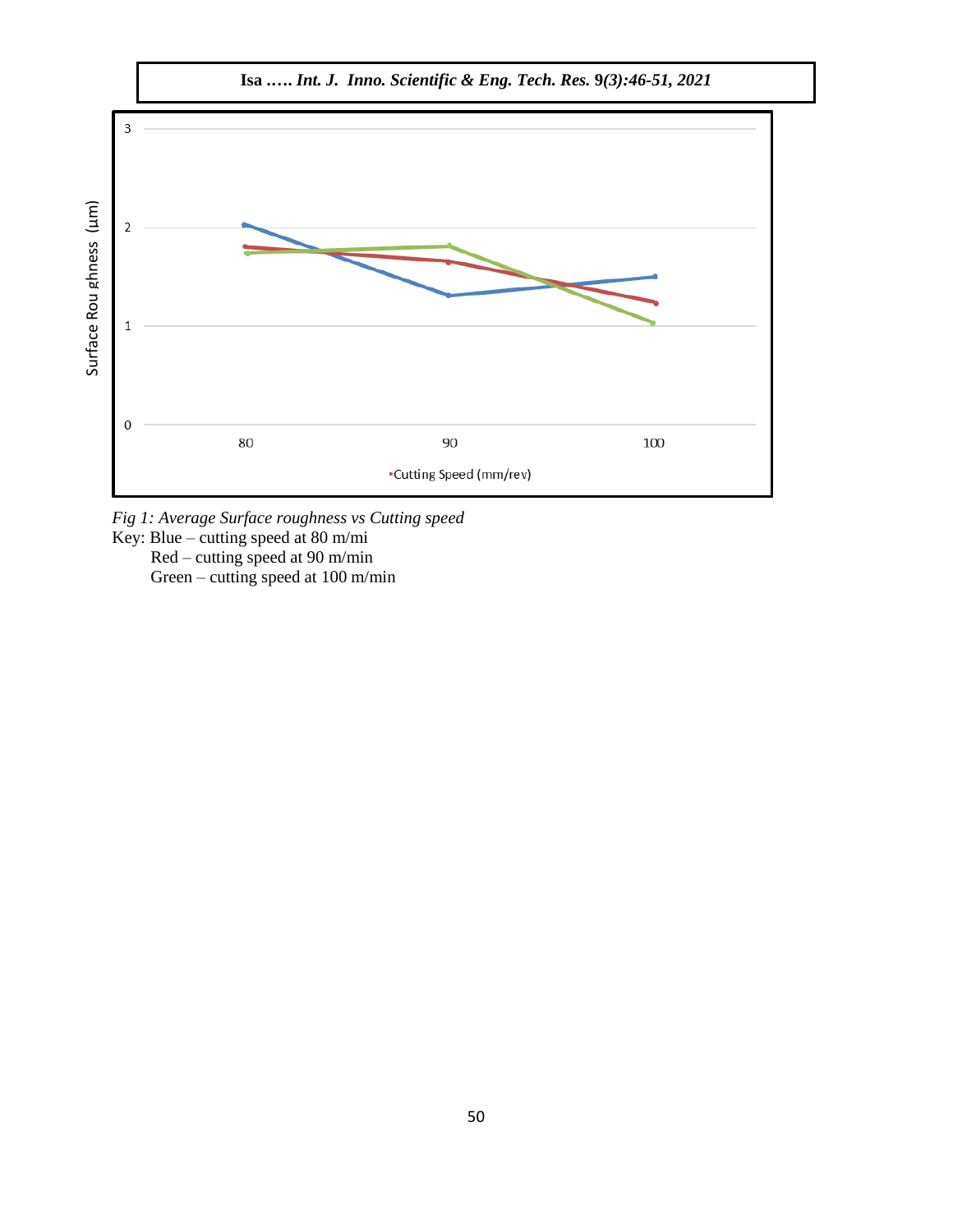*Fig 1: Average Surface roughness vs Cutting speed*

Key: Blue – cutting speed at 80 m/mi

Red – cutting speed at 90 m/min

Green – cutting speed at 100 m/min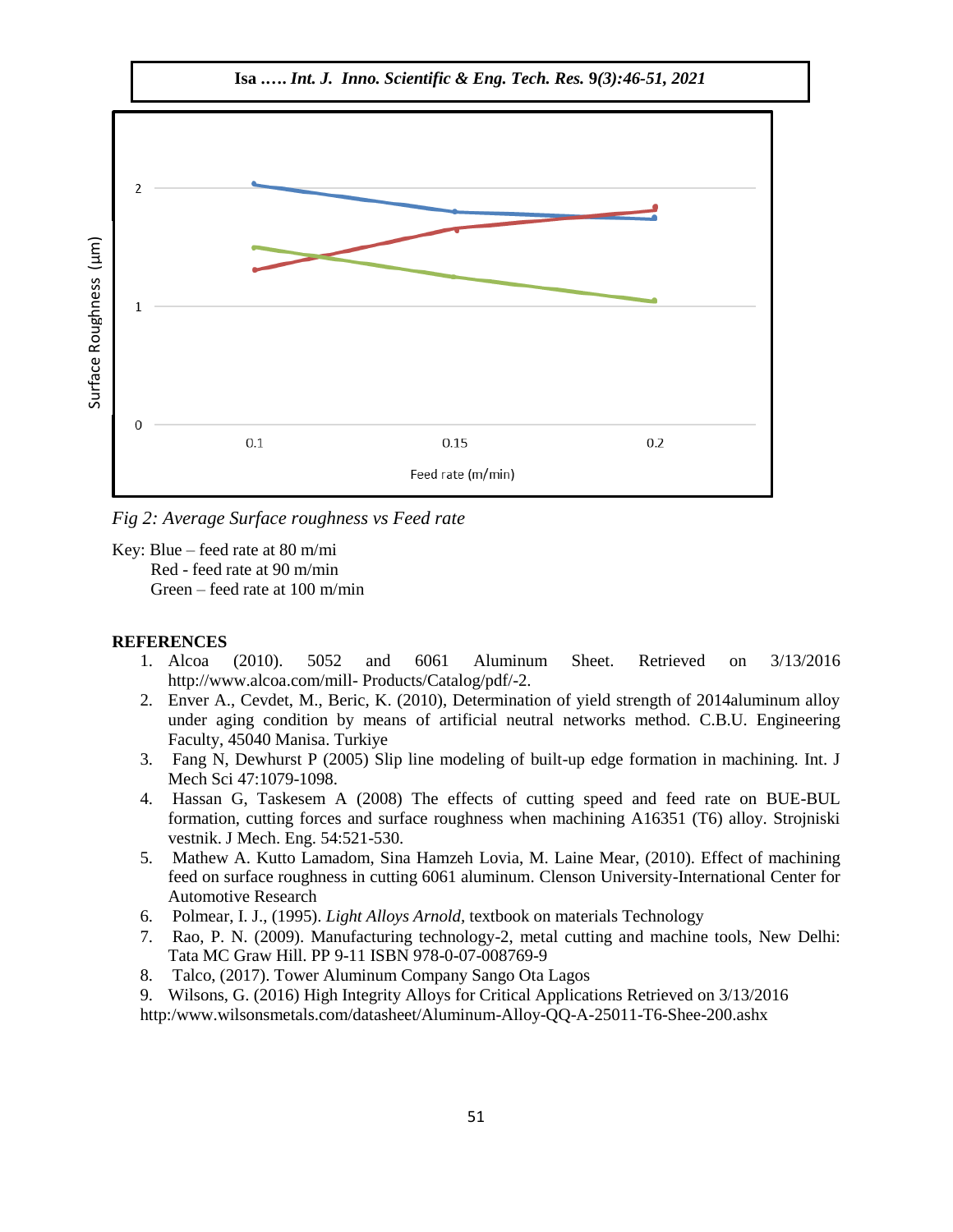2

1

0

0.1

0.15

0.2

Feed rate (m/min)

Surface Roughness (µm)

*Fig 2: Average Surface roughness vs Feed rate*

Key: Blue – feed rate at 80 m/mi
Red - feed rate at 90 m/min
Green – feed rate at 100 m/min

## REFERENCES

1. Alcoa (2010). 5052 and 6061 Aluminum Sheet. Retrieved on 3/13/2016 http://www.alcoa.com/mill- Products/Catalog/pdf/-2.
2. Enver A., Cevdet, M., Beric, K. (2010), Determination of yield strength of 2014aluminum alloy under aging condition by means of artificial neutral networks method. C.B.U. Engineering Faculty, 45040 Manisa. Turkiye
3. Fang N, Dewhurst P (2005) Slip line modeling of built-up edge formation in machining. Int. J Mech Sci 47:1079-1098.
4. Hassan G, Taskesem A (2008) The effects of cutting speed and feed rate on BUE-BUL formation, cutting forces and surface roughness when machining A16351 (T6) alloy. Strojniski vestnik. J Mech. Eng. 54:521-530.
5. Mathew A. Kutto Lamadom, Sina Hamzeh Lovia, M. Laine Mear, (2010). Effect of machining feed on surface roughness in cutting 6061 aluminum. Clenson University-International Center for Automotive Research
6. Polmear, I. J., (1995). *Light Alloys Arnold*, textbook on materials Technology
7. Rao, P. N. (2009). Manufacturing technology-2, metal cutting and machine tools, New Delhi: Tata MC Graw Hill. PP 9-11 ISBN 978-0-07-008769-9
8. Talco, (2017). Tower Aluminum Company Sango Ota Lagos
9. Wilsons, G. (2016) High Integrity Alloys for Critical Applications Retrieved on 3/13/2016 http:/www.wilsonsmetals.com/datasheet/Aluminum-Alloy-QQ-A-25011-T6-Shee-200.ashx